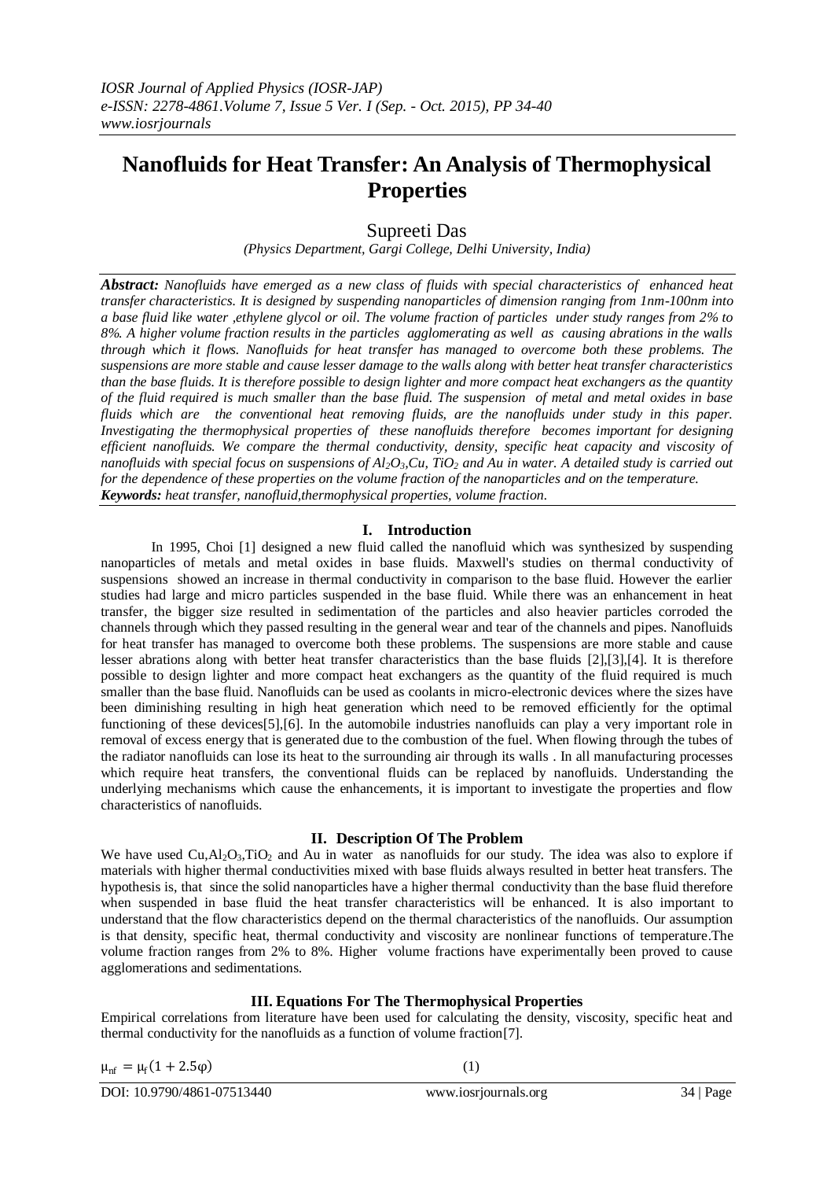*IOSR Journal of Applied Physics (IOSR-JAP)*
*e-ISSN: 2278-4861.Volume 7, Issue 5 Ver. I (Sep. - Oct. 2015), PP 34-40*
*www.iosrjournals*

# Nanofluids for Heat Transfer: An Analysis of Thermophysical Properties

Supreeti Das

*(Physics Department, Gargi College, Delhi University, India)*

***Abstract:*** *Nanofluids have emerged as a new class of fluids with special characteristics of enhanced heat transfer characteristics. It is designed by suspending nanoparticles of dimension ranging from 1nm-100nm into a base fluid like water ,ethylene glycol or oil. The volume fraction of particles under study ranges from 2% to 8%. A higher volume fraction results in the particles agglomerating as well as causing abrations in the walls through which it flows. Nanofluids for heat transfer has managed to overcome both these problems. The suspensions are more stable and cause lesser damage to the walls along with better heat transfer characteristics than the base fluids. It is therefore possible to design lighter and more compact heat exchangers as the quantity of the fluid required is much smaller than the base fluid. The suspension of metal and metal oxides in base fluids which are the conventional heat removing fluids, are the nanofluids under study in this paper. Investigating the thermophysical properties of these nanofluids therefore becomes important for designing efficient nanofluids. We compare the thermal conductivity, density, specific heat capacity and viscosity of nanofluids with special focus on suspensions of $Al_2O_3$,Cu, $TiO_2$ and Au in water. A detailed study is carried out for the dependence of these properties on the volume fraction of the nanoparticles and on the temperature.*

***Keywords:*** *heat transfer, nanofluid,thermophysical properties, volume fraction.*

## I. Introduction

In 1995, Choi [1] designed a new fluid called the nanofluid which was synthesized by suspending nanoparticles of metals and metal oxides in base fluids. Maxwell's studies on thermal conductivity of suspensions showed an increase in thermal conductivity in comparison to the base fluid. However the earlier studies had large and micro particles suspended in the base fluid. While there was an enhancement in heat transfer, the bigger size resulted in sedimentation of the particles and also heavier particles corroded the channels through which they passed resulting in the general wear and tear of the channels and pipes. Nanofluids for heat transfer has managed to overcome both these problems. The suspensions are more stable and cause lesser abrations along with better heat transfer characteristics than the base fluids [2],[3],[4]. It is therefore possible to design lighter and more compact heat exchangers as the quantity of the fluid required is much smaller than the base fluid. Nanofluids can be used as coolants in micro-electronic devices where the sizes have been diminishing resulting in high heat generation which need to be removed efficiently for the optimal functioning of these devices[5],[6]. In the automobile industries nanofluids can play a very important role in removal of excess energy that is generated due to the combustion of the fuel. When flowing through the tubes of the radiator nanofluids can lose its heat to the surrounding air through its walls . In all manufacturing processes which require heat transfers, the conventional fluids can be replaced by nanofluids. Understanding the underlying mechanisms which cause the enhancements, it is important to investigate the properties and flow characteristics of nanofluids.

## II. Description Of The Problem

We have used Cu,$Al_2O_3$,$TiO_2$ and Au in water as nanofluids for our study. The idea was also to explore if materials with higher thermal conductivities mixed with base fluids always resulted in better heat transfers. The hypothesis is, that since the solid nanoparticles have a higher thermal conductivity than the base fluid therefore when suspended in base fluid the heat transfer characteristics will be enhanced. It is also important to understand that the flow characteristics depend on the thermal characteristics of the nanofluids. Our assumption is that density, specific heat, thermal conductivity and viscosity are nonlinear functions of temperature.The volume fraction ranges from 2% to 8%. Higher volume fractions have experimentally been proved to cause agglomerations and sedimentations.

## III. Equations For The Thermophysical Properties

Empirical correlations from literature have been used for calculating the density, viscosity, specific heat and thermal conductivity for the nanofluids as a function of volume fraction[7].

$$\mu_{nf} = \mu_f(1 + 2.5\varphi) \qquad (1)$$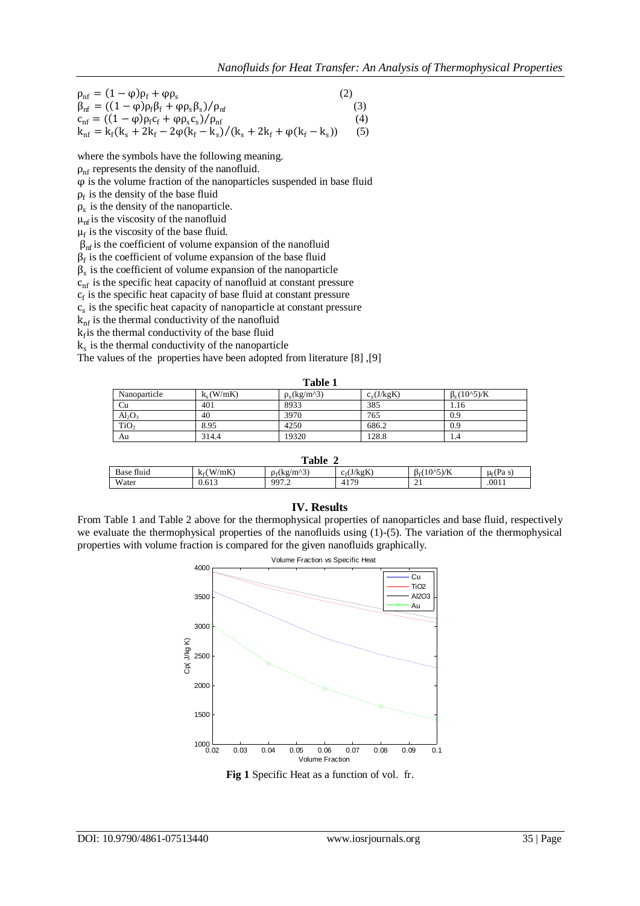$$\rho_{nf} = (1-\varphi)\rho_f + \varphi\rho_s \quad (2)$$

$$\beta_{nf} = ((1-\varphi)\rho_f\beta_f + \varphi\rho_s\beta_s)/\rho_{nf} \quad (3)$$

$$c_{nf} = ((1-\varphi)\rho_f c_f + \varphi\rho_s c_s)/\rho_{nf} \quad (4)$$

$$k_{nf} = k_f(k_s + 2k_f - 2\varphi(k_f - k_s)/(k_s + 2k_f + \varphi(k_f - k_s)) \quad (5)$$

where the symbols have the following meaning.

$\rho_{nf}$ represents the density of the nanofluid.

$\varphi$ is the volume fraction of the nanoparticles suspended in base fluid

$\rho_f$ is the density of the base fluid

$\rho_s$ is the density of the nanoparticle.

$\mu_{nf}$ is the viscosity of the nanofluid

$\mu_f$ is the viscosity of the base fluid.

$\beta_{nf}$ is the coefficient of volume expansion of the nanofluid

$\beta_f$ is the coefficient of volume expansion of the base fluid

$\beta_s$ is the coefficient of volume expansion of the nanoparticle

$c_{nf}$ is the specific heat capacity of nanofluid at constant pressure

$c_f$ is the specific heat capacity of base fluid at constant pressure

$c_s$ is the specific heat capacity of nanoparticle at constant pressure

$k_{nf}$ is the thermal conductivity of the nanofluid

$k_f$ is the thermal conductivity of the base fluid

$k_s$ is the thermal conductivity of the nanoparticle

The values of the properties have been adopted from literature [8] ,[9]

**Table 1**

| Nanoparticle | $k_s$(W/mK) | $\rho_s$(kg/m^3) | $c_s$(J/kgK) | $\beta_s$(10^5)/K |
|---|---|---|---|---|
| Cu | 401 | 8933 | 385 | 1.16 |
| $Al_2O_3$ | 40 | 3970 | 765 | 0.9 |
| $TiO_2$ | 8.95 | 4250 | 686.2 | 0.9 |
| Au | 314.4 | 19320 | 128.8 | 1.4 |

**Table 2**

| Base fluid | $k_f$(W/mK) | $\rho_f$(kg/m^3) | $c_f$(J/kgK) | $\beta_f$(10^5)/K | $\mu_f$(Pa s) |
|---|---|---|---|---|---|
| Water | 0.613 | 997.2 | 4179 | 21 | .0011 |

## IV. Results

From Table 1 and Table 2 above for the thermophysical properties of nanoparticles and base fluid, respectively we evaluate the thermophysical properties of the nanofluids using (1)-(5). The variation of the thermophysical properties with volume fraction is compared for the given nanofluids graphically.

**Fig 1** Specific Heat as a function of vol. fr.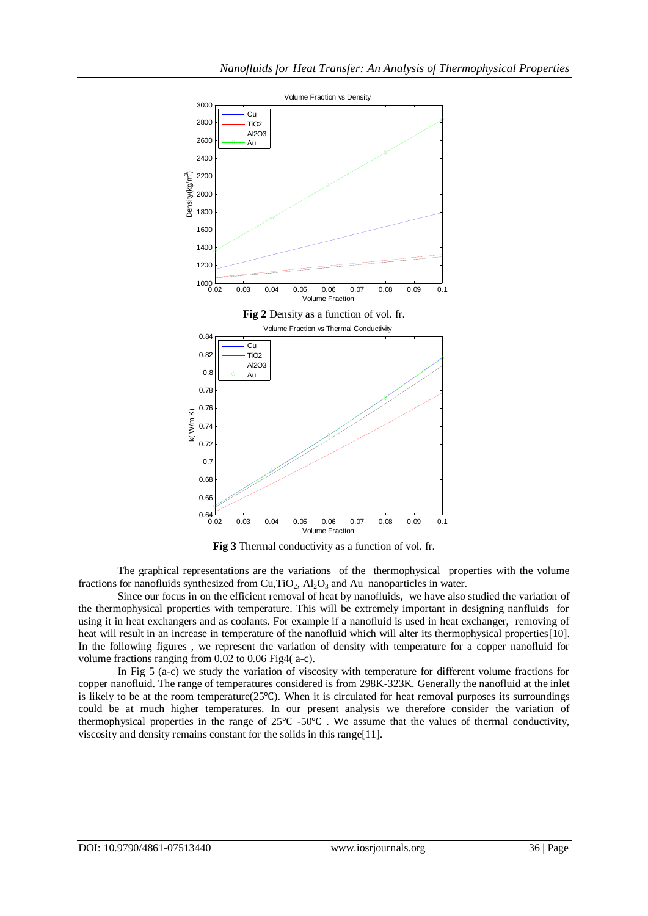**Fig 2** Density as a function of vol. fr.

**Fig 3** Thermal conductivity as a function of vol. fr.

The graphical representations are the variations of the thermophysical properties with the volume fractions for nanofluids synthesized from Cu, $TiO_2$, $Al_2O_3$ and Au nanoparticles in water.

Since our focus in on the efficient removal of heat by nanofluids, we have also studied the variation of the thermophysical properties with temperature. This will be extremely important in designing nanfluids for using it in heat exchangers and as coolants. For example if a nanofluid is used in heat exchanger, removing of heat will result in an increase in temperature of the nanofluid which will alter its thermophysical properties[10]. In the following figures , we represent the variation of density with temperature for a copper nanofluid for volume fractions ranging from 0.02 to 0.06 Fig4( a-c).

In Fig 5 (a-c) we study the variation of viscosity with temperature for different volume fractions for copper nanofluid. The range of temperatures considered is from 298K-323K. Generally the nanofluid at the inlet is likely to be at the room temperature(25℃). When it is circulated for heat removal purposes its surroundings could be at much higher temperatures. In our present analysis we therefore consider the variation of thermophysical properties in the range of 25℃ -50℃ . We assume that the values of thermal conductivity, viscosity and density remains constant for the solids in this range[11].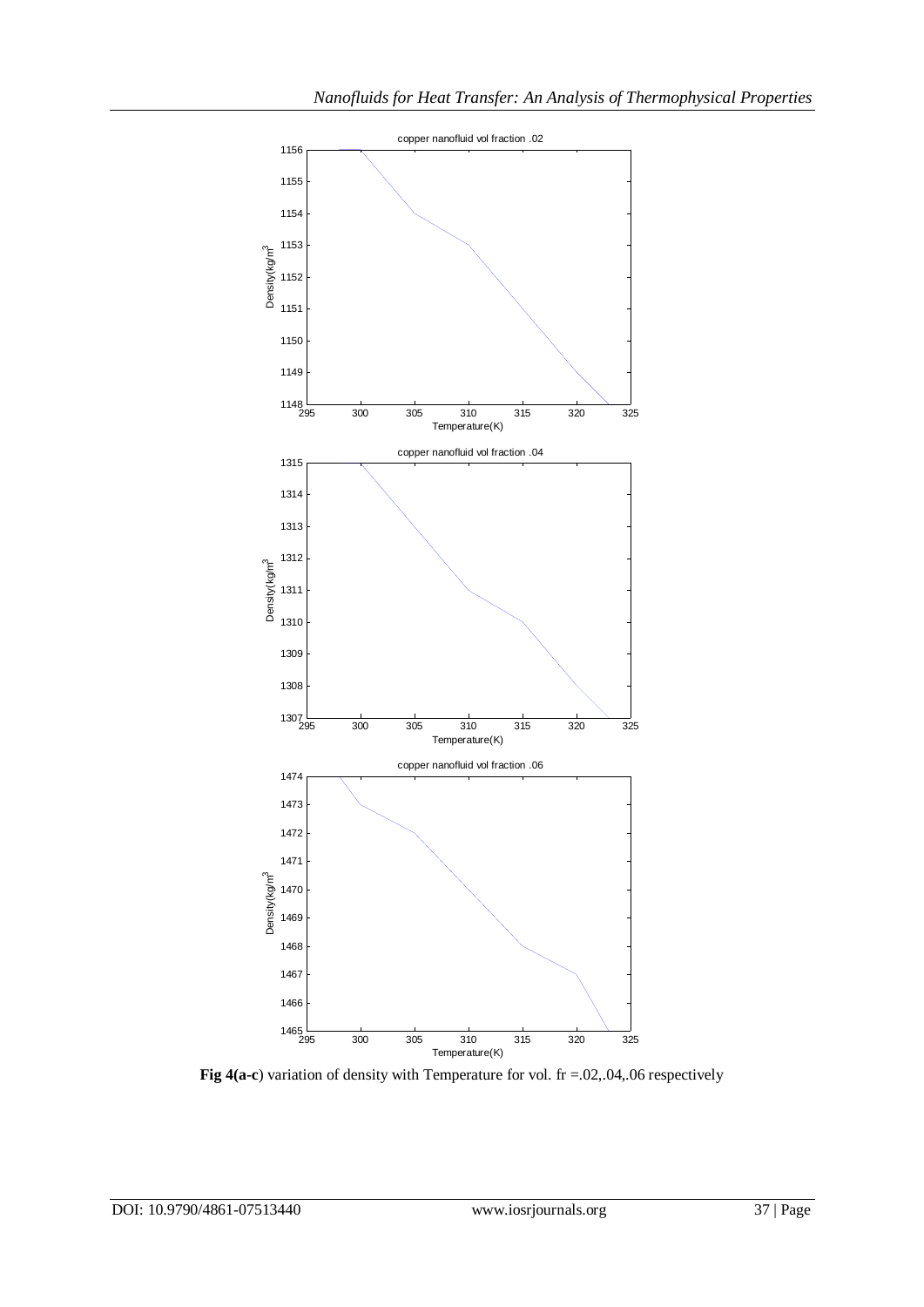**Fig 4(a-c**) variation of density with Temperature for vol. fr =.02,.04,.06 respectively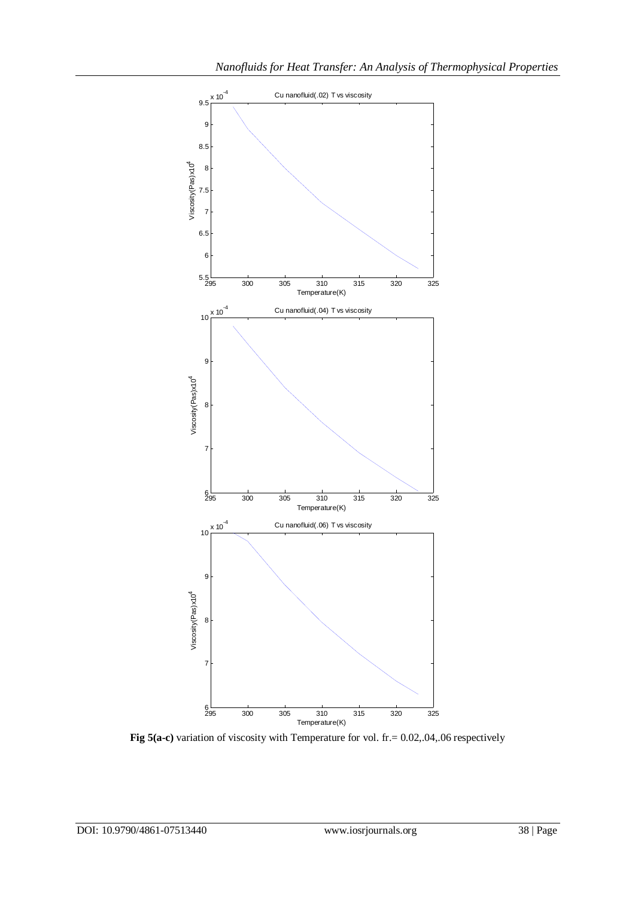**Fig 5(a-c)** variation of viscosity with Temperature for vol. fr.= 0.02,.04,.06 respectively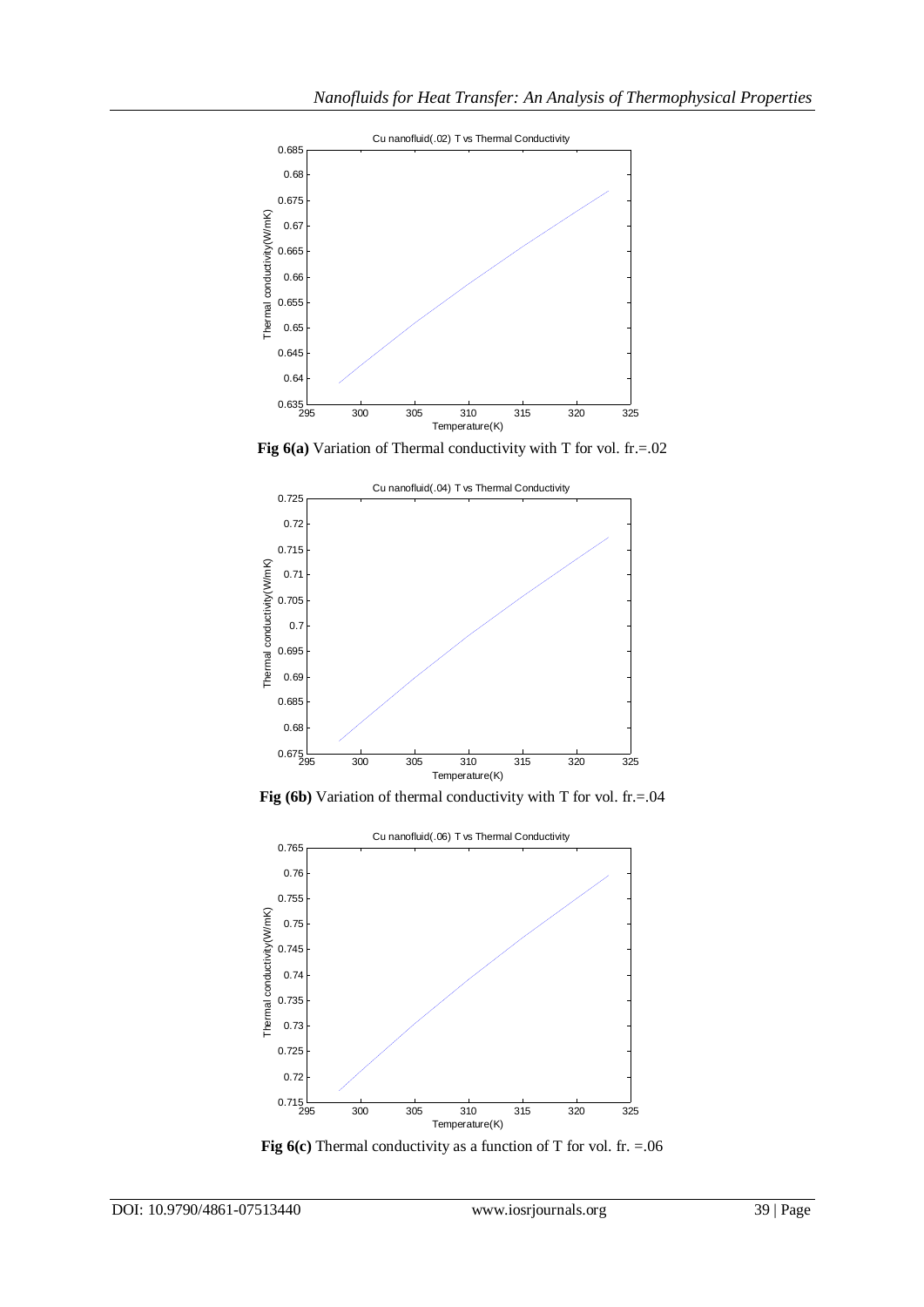Fig 6(a) Variation of Thermal conductivity with T for vol. fr.=.02

Fig (6b) Variation of thermal conductivity with T for vol. fr.=.04

Fig 6(c) Thermal conductivity as a function of T for vol. fr. =.06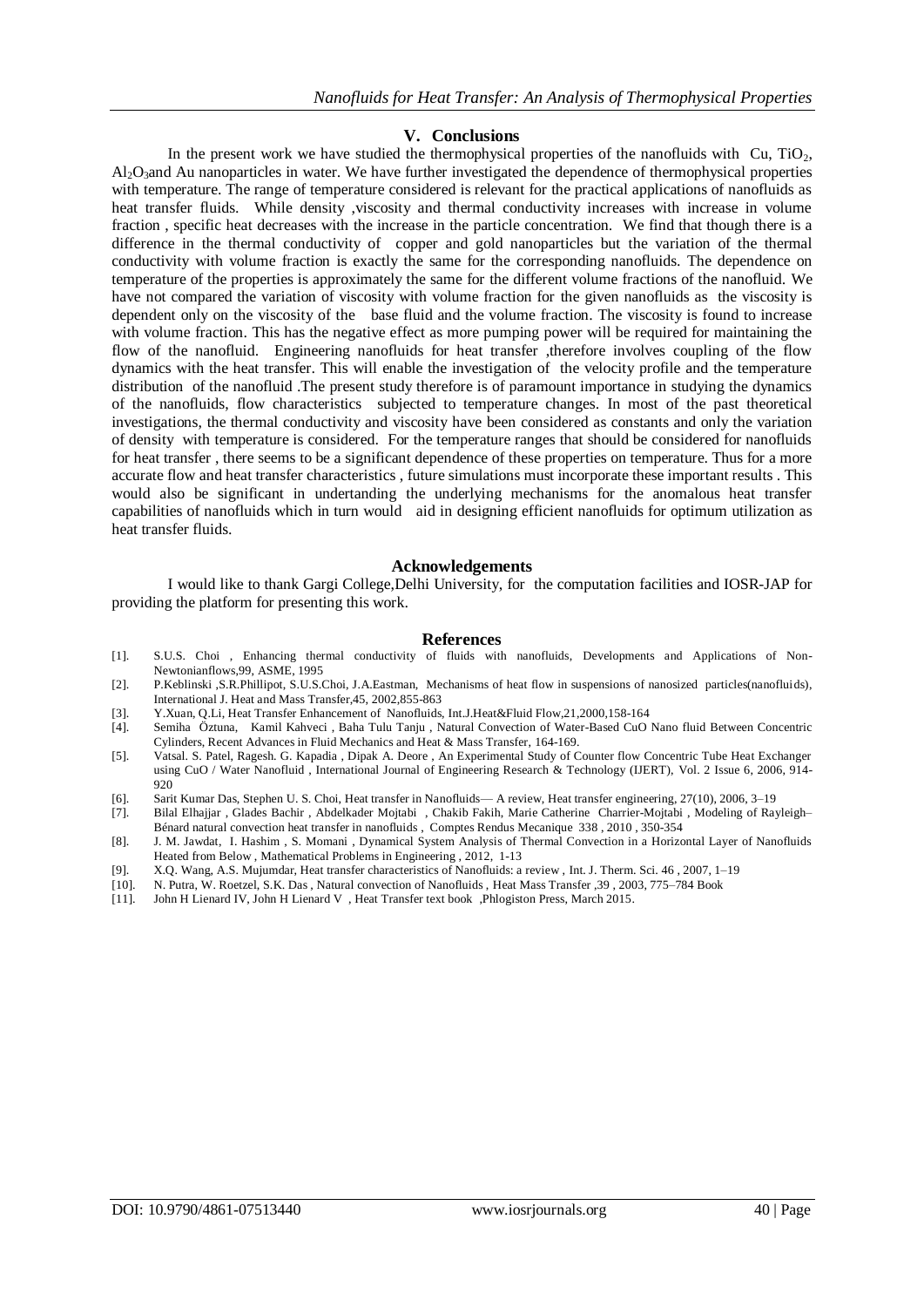## V. Conclusions

In the present work we have studied the thermophysical properties of the nanofluids with Cu, $TiO_2$, $Al_2O_3$and Au nanoparticles in water. We have further investigated the dependence of thermophysical properties with temperature. The range of temperature considered is relevant for the practical applications of nanofluids as heat transfer fluids. While density ,viscosity and thermal conductivity increases with increase in volume fraction , specific heat decreases with the increase in the particle concentration. We find that though there is a difference in the thermal conductivity of copper and gold nanoparticles but the variation of the thermal conductivity with volume fraction is exactly the same for the corresponding nanofluids. The dependence on temperature of the properties is approximately the same for the different volume fractions of the nanofluid. We have not compared the variation of viscosity with volume fraction for the given nanofluids as the viscosity is dependent only on the viscosity of the base fluid and the volume fraction. The viscosity is found to increase with volume fraction. This has the negative effect as more pumping power will be required for maintaining the flow of the nanofluid. Engineering nanofluids for heat transfer ,therefore involves coupling of the flow dynamics with the heat transfer. This will enable the investigation of the velocity profile and the temperature distribution of the nanofluid .The present study therefore is of paramount importance in studying the dynamics of the nanofluids, flow characteristics subjected to temperature changes. In most of the past theoretical investigations, the thermal conductivity and viscosity have been considered as constants and only the variation of density with temperature is considered. For the temperature ranges that should be considered for nanofluids for heat transfer , there seems to be a significant dependence of these properties on temperature. Thus for a more accurate flow and heat transfer characteristics , future simulations must incorporate these important results . This would also be significant in undertanding the underlying mechanisms for the anomalous heat transfer capabilities of nanofluids which in turn would aid in designing efficient nanofluids for optimum utilization as heat transfer fluids.

## Acknowledgements

I would like to thank Gargi College,Delhi University, for the computation facilities and IOSR-JAP for providing the platform for presenting this work.

## References

[1]. S.U.S. Choi , Enhancing thermal conductivity of fluids with nanofluids, Developments and Applications of Non-Newtonianflows,99, ASME, 1995

[2]. P.Keblinski ,S.R.Phillipot, S.U.S.Choi, J.A.Eastman, Mechanisms of heat flow in suspensions of nanosized particles(nanofluids), International J. Heat and Mass Transfer,45, 2002,855-863

[3]. Y.Xuan, Q.Li, Heat Transfer Enhancement of Nanofluids, Int.J.Heat&Fluid Flow,21,2000,158-164

[4]. Semiha Öztuna, Kamil Kahveci , Baha Tulu Tanju , Natural Convection of Water-Based CuO Nano fluid Between Concentric Cylinders, Recent Advances in Fluid Mechanics and Heat & Mass Transfer, 164-169.

[5]. Vatsal. S. Patel, Ragesh. G. Kapadia , Dipak A. Deore , An Experimental Study of Counter flow Concentric Tube Heat Exchanger using CuO / Water Nanofluid , International Journal of Engineering Research & Technology (IJERT), Vol. 2 Issue 6, 2006, 914-920

[6]. Sarit Kumar Das, Stephen U. S. Choi, Heat transfer in Nanofluids— A review, Heat transfer engineering, 27(10), 2006, 3–19

[7]. Bilal Elhajjar , Glades Bachir , Abdelkader Mojtabi , Chakib Fakih, Marie Catherine Charrier-Mojtabi , Modeling of Rayleigh–Bénard natural convection heat transfer in nanofluids , Comptes Rendus Mecanique 338 , 2010 , 350-354

[8]. J. M. Jawdat, I. Hashim , S. Momani , Dynamical System Analysis of Thermal Convection in a Horizontal Layer of Nanofluids Heated from Below , Mathematical Problems in Engineering , 2012, 1-13

[9]. X.Q. Wang, A.S. Mujumdar, Heat transfer characteristics of Nanofluids: a review , Int. J. Therm. Sci. 46 , 2007, 1–19

[10]. N. Putra, W. Roetzel, S.K. Das , Natural convection of Nanofluids , Heat Mass Transfer ,39 , 2003, 775–784 Book

[11]. John H Lienard IV, John H Lienard V , Heat Transfer text book ,Phlogiston Press, March 2015.